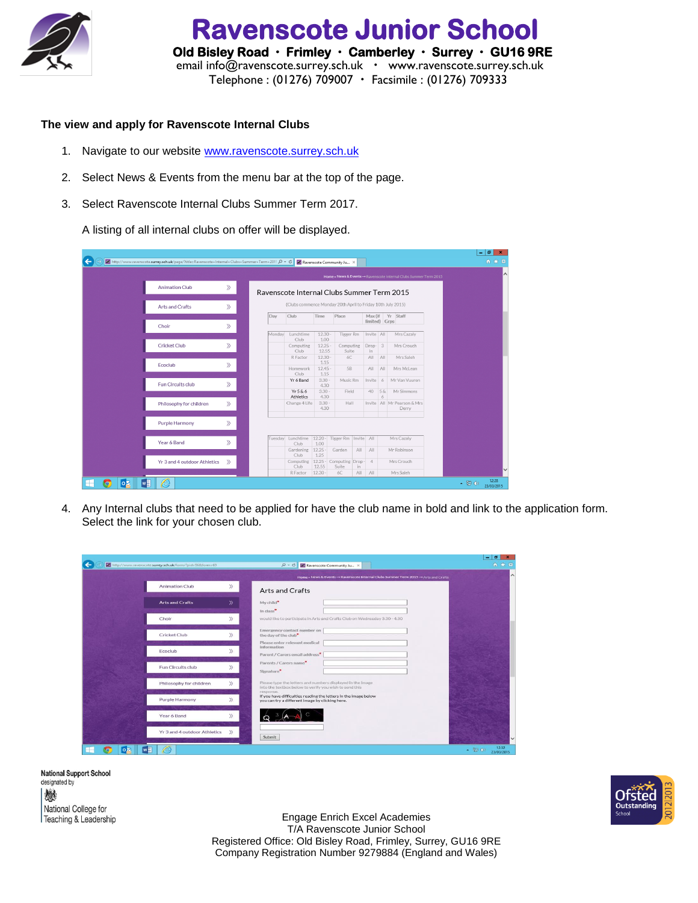# Ravenscote Junior School

**Old Bisley Road · Frimley · Camberley · Surrey · GU16 9RE**
email info@ravenscote.surrey.sch.uk · www.ravenscote.surrey.sch.uk
Telephone : (01276) 709007 · Facsimile : (01276) 709333

**The view and apply for Ravenscote Internal Clubs**

1. Navigate to our website [www.ravenscote.surrey.sch.uk](http://www.ravenscote.surrey.sch.uk)
2. Select News & Events from the menu bar at the top of the page.
3. Select Ravenscote Internal Clubs Summer Term 2017.

   A listing of all internal clubs on offer will be displayed.

4. Any Internal clubs that need to be applied for have the club name in bold and link to the application form. Select the link for your chosen club.

National Support School designated by National College for Teaching & Leadership

Engage Enrich Excel Academies
T/A Ravenscote Junior School
Registered Office: Old Bisley Road, Frimley, Surrey, GU16 9RE
Company Registration Number 9279884 (England and Wales)

Ofsted Outstanding School 2012|2013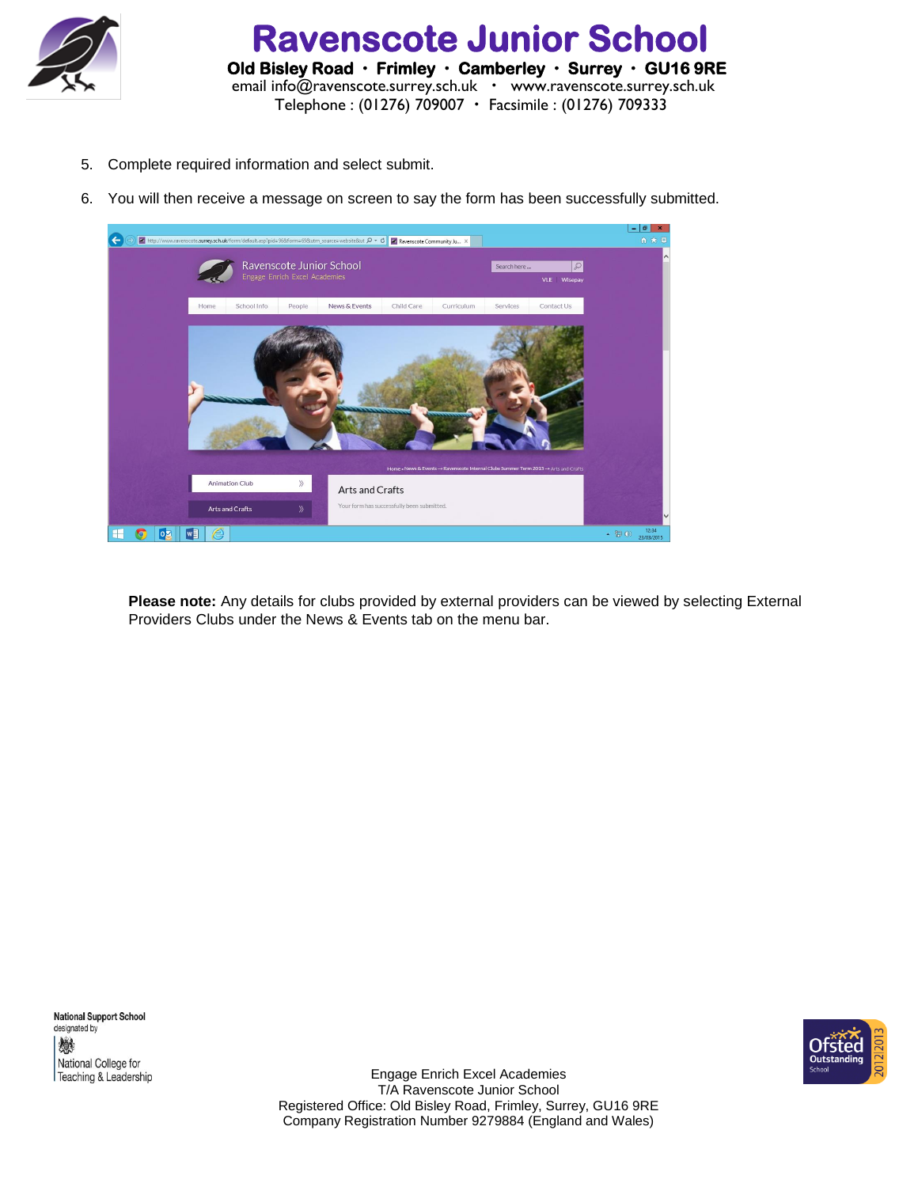5. Complete required information and select submit.
6. You will then receive a message on screen to say the form has been successfully submitted.

**Please note:** Any details for clubs provided by external providers can be viewed by selecting External Providers Clubs under the News & Events tab on the menu bar.